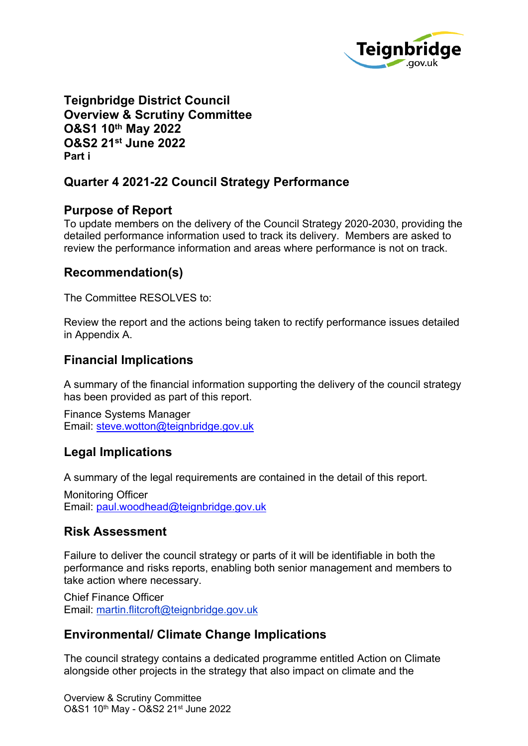# Teignbridge District Council
# Overview & Scrutiny Committee
# O&S1 10th May 2022
# O&S2 21st June 2022
**Part i**

## Quarter 4 2021-22 Council Strategy Performance

## Purpose of Report

To update members on the delivery of the Council Strategy 2020-2030, providing the detailed performance information used to track its delivery. Members are asked to review the performance information and areas where performance is not on track.

## Recommendation(s)

The Committee RESOLVES to:

Review the report and the actions being taken to rectify performance issues detailed in Appendix A.

## Financial Implications

A summary of the financial information supporting the delivery of the council strategy has been provided as part of this report.

Finance Systems Manager
Email: steve.wotton@teignbridge.gov.uk

## Legal Implications

A summary of the legal requirements are contained in the detail of this report.

Monitoring Officer
Email: paul.woodhead@teignbridge.gov.uk

## Risk Assessment

Failure to deliver the council strategy or parts of it will be identifiable in both the performance and risks reports, enabling both senior management and members to take action where necessary.

Chief Finance Officer
Email: martin.flitcroft@teignbridge.gov.uk

## Environmental/ Climate Change Implications

The council strategy contains a dedicated programme entitled Action on Climate alongside other projects in the strategy that also impact on climate and the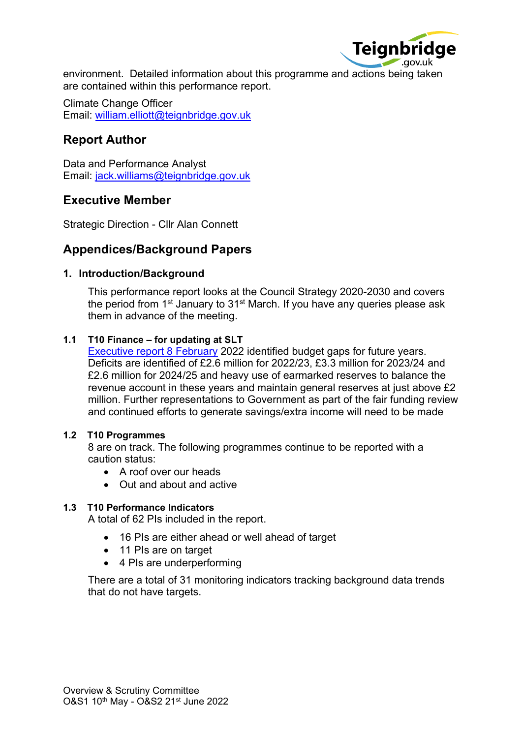environment. Detailed information about this programme and actions being taken are contained within this performance report.

Climate Change Officer
Email: [william.elliott@teignbridge.gov.uk](mailto:william.elliott@teignbridge.gov.uk)

## Report Author

Data and Performance Analyst
Email: [jack.williams@teignbridge.gov.uk](mailto:jack.williams@teignbridge.gov.uk)

## Executive Member

Strategic Direction - Cllr Alan Connett

## Appendices/Background Papers

### 1. Introduction/Background

This performance report looks at the Council Strategy 2020-2030 and covers the period from 1st January to 31st March. If you have any queries please ask them in advance of the meeting.

#### 1.1 T10 Finance – for updating at SLT

Executive report 8 February 2022 identified budget gaps for future years. Deficits are identified of £2.6 million for 2022/23, £3.3 million for 2023/24 and £2.6 million for 2024/25 and heavy use of earmarked reserves to balance the revenue account in these years and maintain general reserves at just above £2 million. Further representations to Government as part of the fair funding review and continued efforts to generate savings/extra income will need to be made

#### 1.2 T10 Programmes

8 are on track. The following programmes continue to be reported with a caution status:

- A roof over our heads
- Out and about and active

#### 1.3 T10 Performance Indicators

A total of 62 PIs included in the report.

- 16 PIs are either ahead or well ahead of target
- 11 PIs are on target
- 4 PIs are underperforming

There are a total of 31 monitoring indicators tracking background data trends that do not have targets.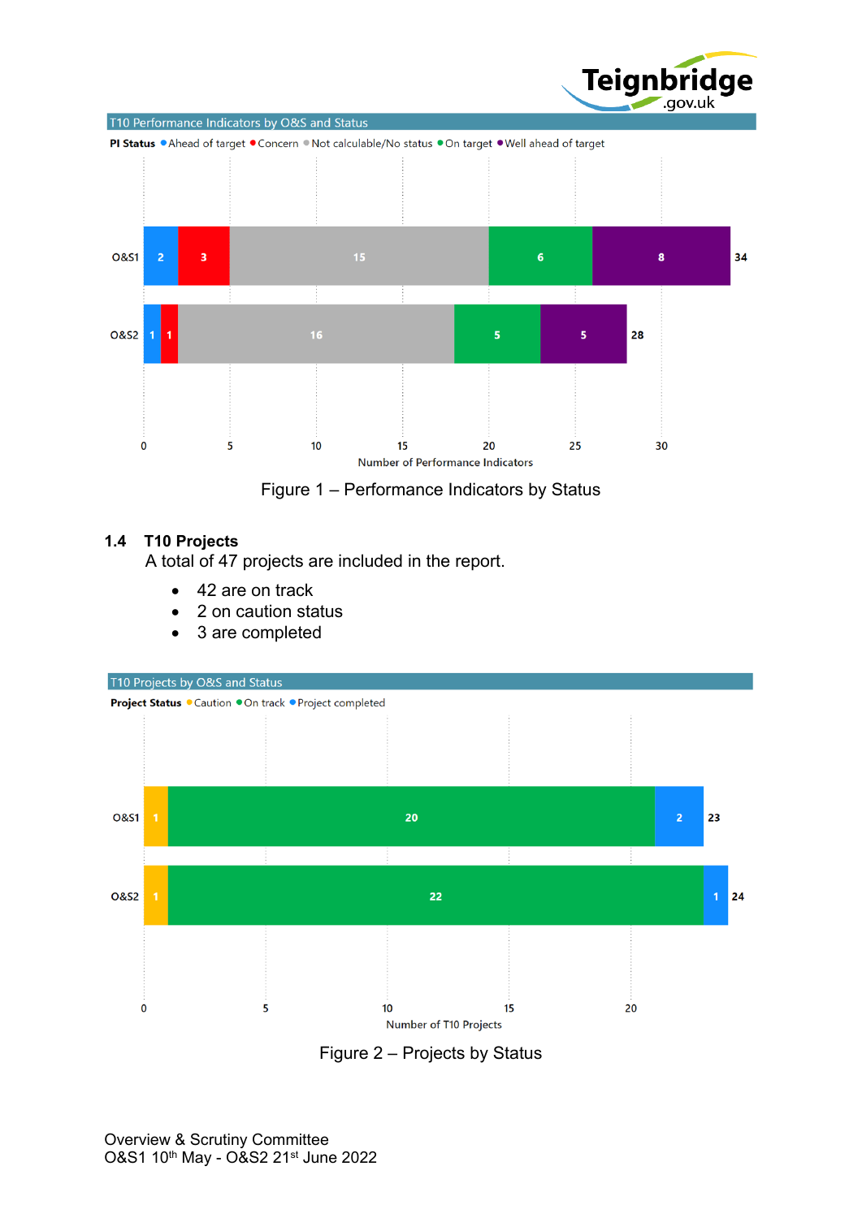T10 Performance Indicators by O&S and Status

| O&S | Ahead of target | Concern | Not calculable/No status | On target | Well ahead of target | Total |
|---|---|---|---|---|---|---|
| O&S1 | 2 | 3 | 15 | 6 | 8 | 34 |
| O&S2 | 1 | 1 | 16 | 5 | 5 | 28 |

Figure 1 – Performance Indicators by Status

## 1.4 T10 Projects

A total of 47 projects are included in the report.

- 42 are on track
- 2 on caution status
- 3 are completed

T10 Projects by O&S and Status

| O&S | Caution | On track | Project completed | Total |
|---|---|---|---|---|
| O&S1 | 1 | 20 | 2 | 23 |
| O&S2 | 1 | 22 | 1 | 24 |

Figure 2 – Projects by Status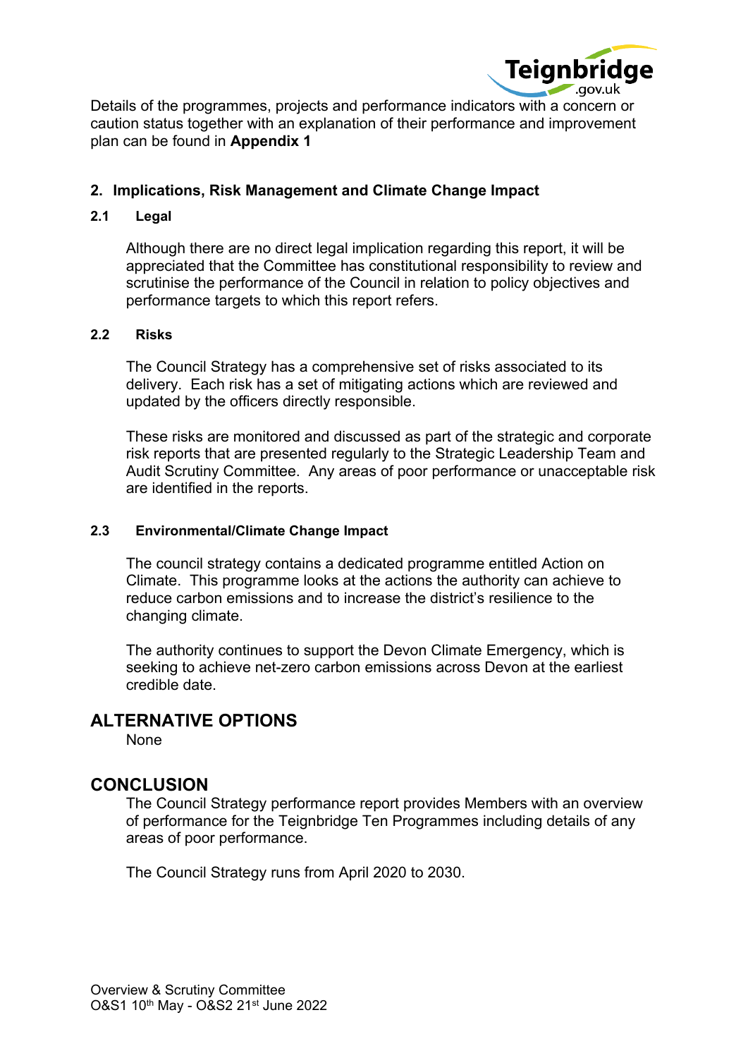Details of the programmes, projects and performance indicators with a concern or caution status together with an explanation of their performance and improvement plan can be found in **Appendix 1**

## 2. Implications, Risk Management and Climate Change Impact

### 2.1 Legal

Although there are no direct legal implication regarding this report, it will be appreciated that the Committee has constitutional responsibility to review and scrutinise the performance of the Council in relation to policy objectives and performance targets to which this report refers.

### 2.2 Risks

The Council Strategy has a comprehensive set of risks associated to its delivery. Each risk has a set of mitigating actions which are reviewed and updated by the officers directly responsible.

These risks are monitored and discussed as part of the strategic and corporate risk reports that are presented regularly to the Strategic Leadership Team and Audit Scrutiny Committee. Any areas of poor performance or unacceptable risk are identified in the reports.

### 2.3 Environmental/Climate Change Impact

The council strategy contains a dedicated programme entitled Action on Climate. This programme looks at the actions the authority can achieve to reduce carbon emissions and to increase the district's resilience to the changing climate.

The authority continues to support the Devon Climate Emergency, which is seeking to achieve net-zero carbon emissions across Devon at the earliest credible date.

## ALTERNATIVE OPTIONS

None

## CONCLUSION

The Council Strategy performance report provides Members with an overview of performance for the Teignbridge Ten Programmes including details of any areas of poor performance.

The Council Strategy runs from April 2020 to 2030.